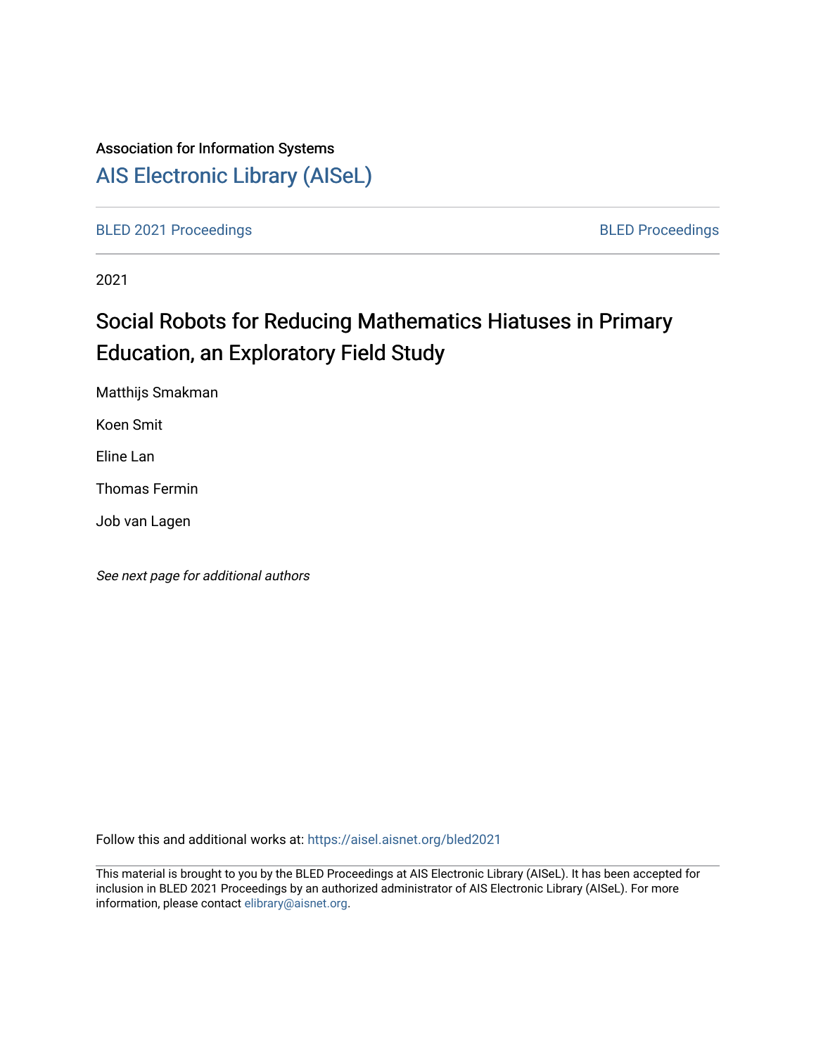Association for Information Systems

[AIS Electronic Library (AISeL)](https://aisel.aisnet.org/)

BLED 2021 Proceedings | BLED Proceedings

2021

# Social Robots for Reducing Mathematics Hiatuses in Primary Education, an Exploratory Field Study

Matthijs Smakman

Koen Smit

Eline Lan

Thomas Fermin

Job van Lagen

*See next page for additional authors*

Follow this and additional works at: https://aisel.aisnet.org/bled2021

This material is brought to you by the BLED Proceedings at AIS Electronic Library (AISeL). It has been accepted for inclusion in BLED 2021 Proceedings by an authorized administrator of AIS Electronic Library (AISeL). For more information, please contact elibrary@aisnet.org.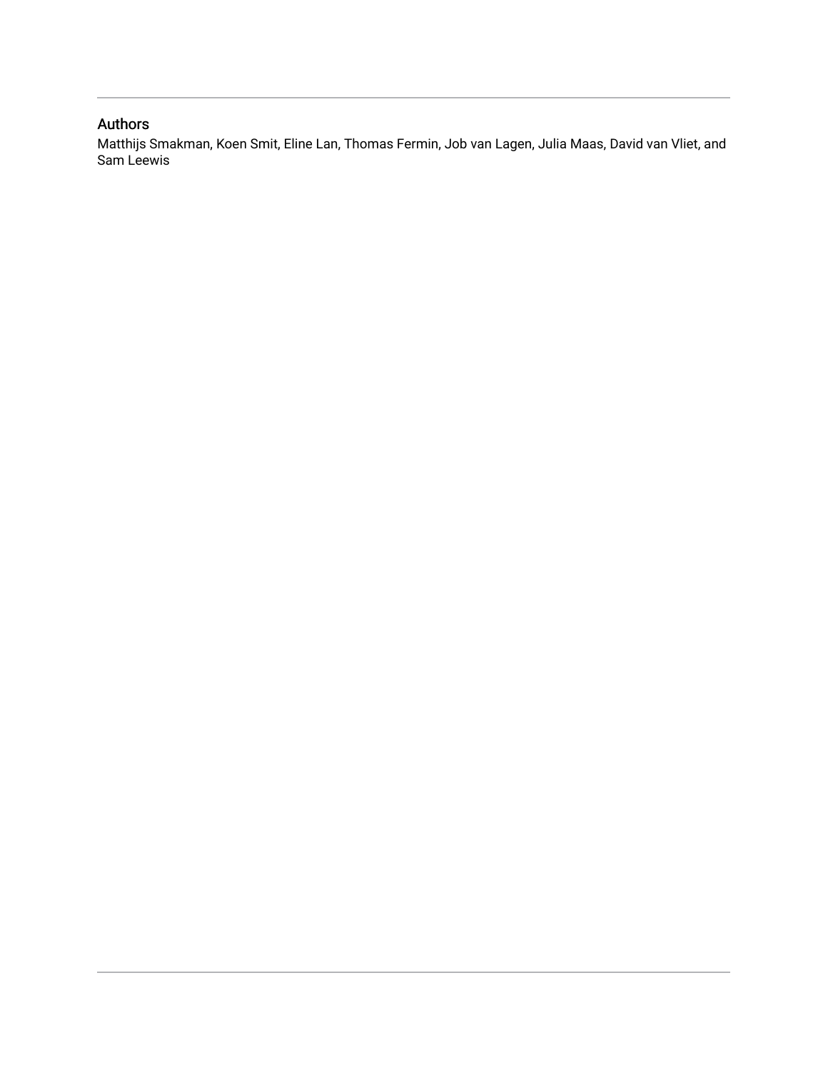## Authors

Matthijs Smakman, Koen Smit, Eline Lan, Thomas Fermin, Job van Lagen, Julia Maas, David van Vliet, and Sam Leewis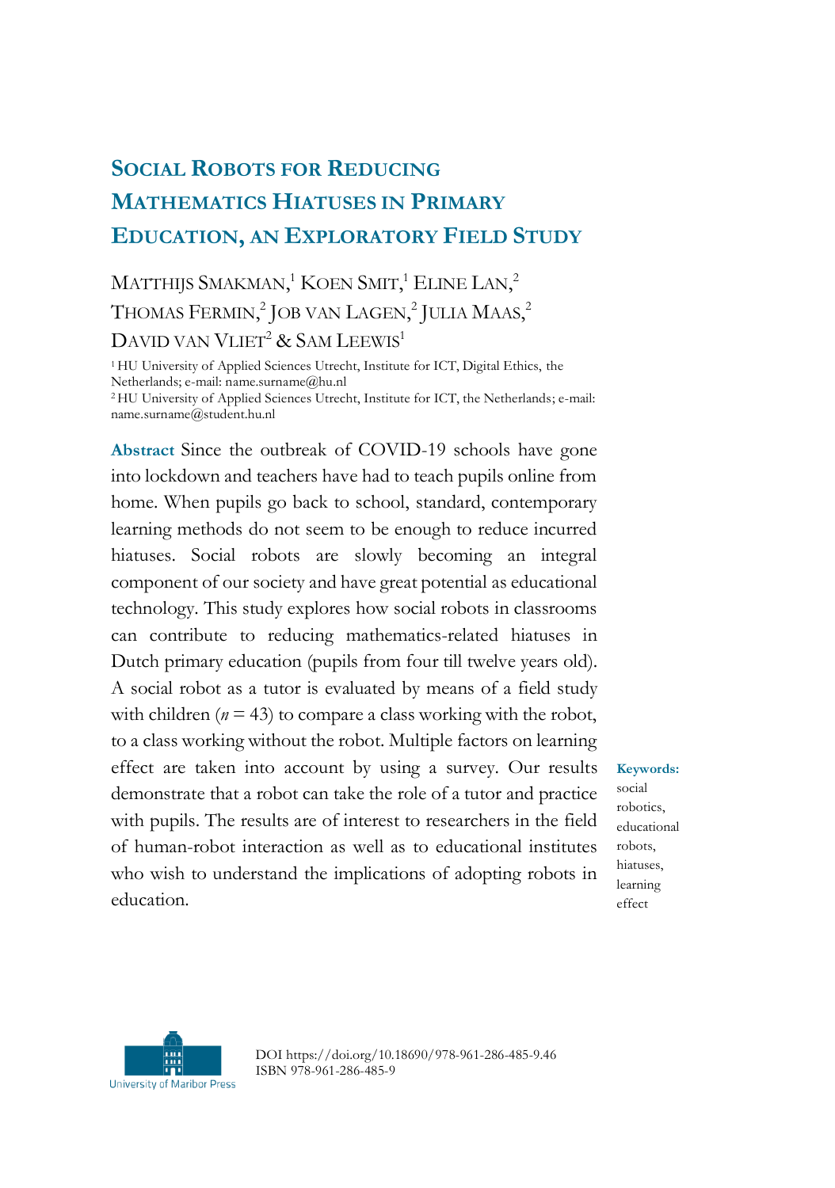# Social Robots for Reducing Mathematics Hiatuses in Primary Education, an Exploratory Field Study

Matthijs Smakman,[1] Koen Smit,[1] Eline Lan,[2] Thomas Fermin,[2] Job van Lagen,[2] Julia Maas,[2] David van Vliet[2] & Sam Leewis[1]

[1] HU University of Applied Sciences Utrecht, Institute for ICT, Digital Ethics, the Netherlands; e-mail: name.surname@hu.nl

[2] HU University of Applied Sciences Utrecht, Institute for ICT, the Netherlands; e-mail: name.surname@student.hu.nl

**Abstract** Since the outbreak of COVID-19 schools have gone into lockdown and teachers have had to teach pupils online from home. When pupils go back to school, standard, contemporary learning methods do not seem to be enough to reduce incurred hiatuses. Social robots are slowly becoming an integral component of our society and have great potential as educational technology. This study explores how social robots in classrooms can contribute to reducing mathematics-related hiatuses in Dutch primary education (pupils from four till twelve years old). A social robot as a tutor is evaluated by means of a field study with children ($n = 43$) to compare a class working with the robot, to a class working without the robot. Multiple factors on learning effect are taken into account by using a survey. Our results demonstrate that a robot can take the role of a tutor and practice with pupils. The results are of interest to researchers in the field of human-robot interaction as well as to educational institutes who wish to understand the implications of adopting robots in education.

**Keywords:** social robotics, educational robots, hiatuses, learning effect

University of Maribor Press

DOI https://doi.org/10.18690/978-961-286-485-9.46
ISBN 978-961-286-485-9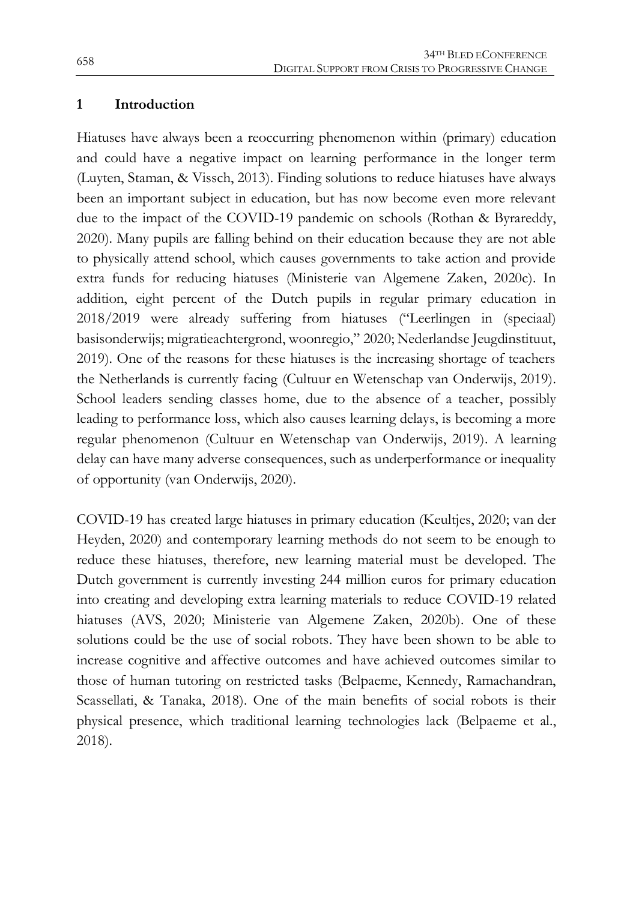## 1 Introduction

Hiatuses have always been a reoccurring phenomenon within (primary) education and could have a negative impact on learning performance in the longer term (Luyten, Staman, & Vissch, 2013). Finding solutions to reduce hiatuses have always been an important subject in education, but has now become even more relevant due to the impact of the COVID-19 pandemic on schools (Rothan & Byrareddy, 2020). Many pupils are falling behind on their education because they are not able to physically attend school, which causes governments to take action and provide extra funds for reducing hiatuses (Ministerie van Algemene Zaken, 2020c). In addition, eight percent of the Dutch pupils in regular primary education in 2018/2019 were already suffering from hiatuses ("Leerlingen in (speciaal) basisonderwijs; migratieachtergrond, woonregio," 2020; Nederlandse Jeugdinstituut, 2019). One of the reasons for these hiatuses is the increasing shortage of teachers the Netherlands is currently facing (Cultuur en Wetenschap van Onderwijs, 2019). School leaders sending classes home, due to the absence of a teacher, possibly leading to performance loss, which also causes learning delays, is becoming a more regular phenomenon (Cultuur en Wetenschap van Onderwijs, 2019). A learning delay can have many adverse consequences, such as underperformance or inequality of opportunity (van Onderwijs, 2020).

COVID-19 has created large hiatuses in primary education (Keultjes, 2020; van der Heyden, 2020) and contemporary learning methods do not seem to be enough to reduce these hiatuses, therefore, new learning material must be developed. The Dutch government is currently investing 244 million euros for primary education into creating and developing extra learning materials to reduce COVID-19 related hiatuses (AVS, 2020; Ministerie van Algemene Zaken, 2020b). One of these solutions could be the use of social robots. They have been shown to be able to increase cognitive and affective outcomes and have achieved outcomes similar to those of human tutoring on restricted tasks (Belpaeme, Kennedy, Ramachandran, Scassellati, & Tanaka, 2018). One of the main benefits of social robots is their physical presence, which traditional learning technologies lack (Belpaeme et al., 2018).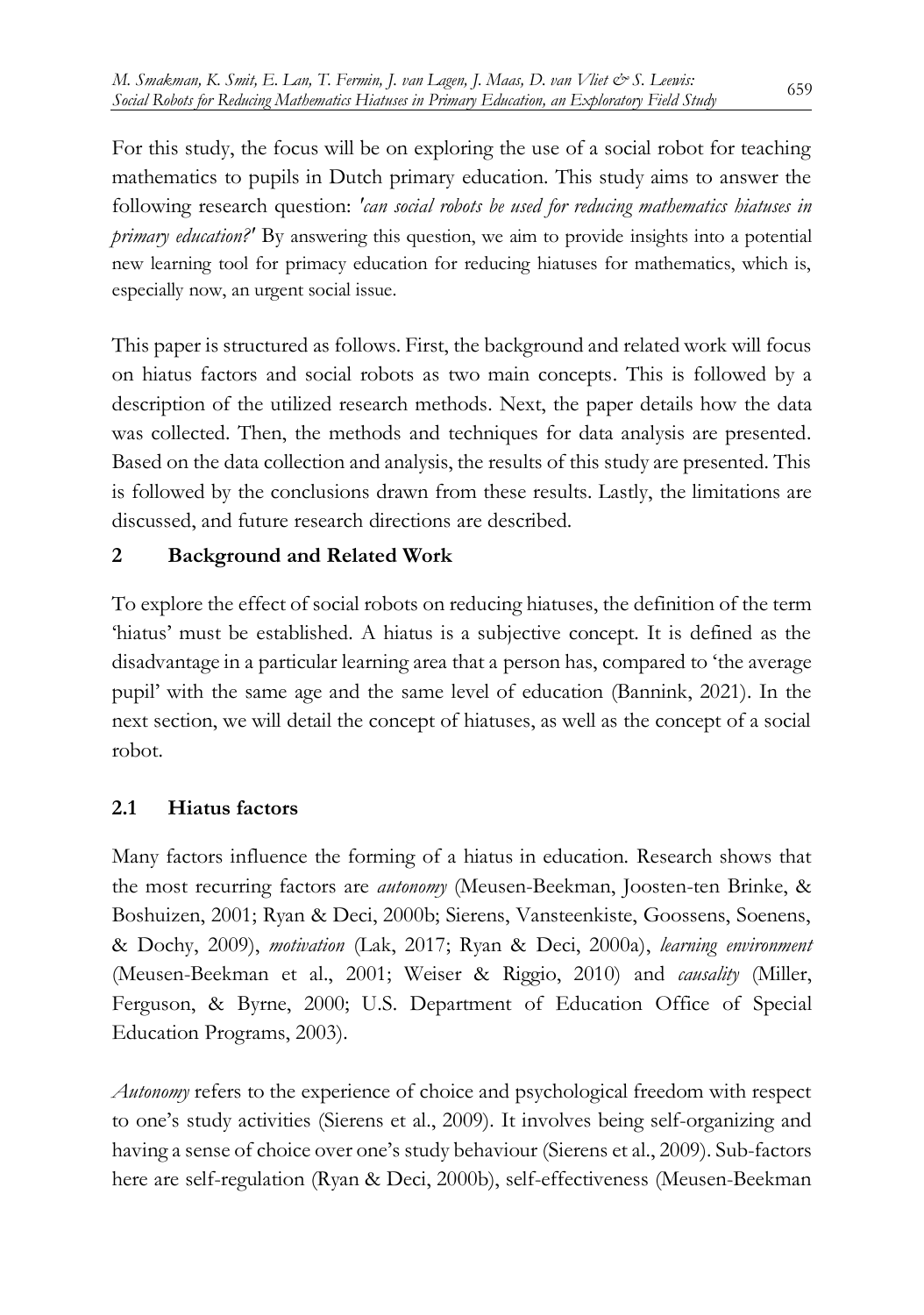For this study, the focus will be on exploring the use of a social robot for teaching mathematics to pupils in Dutch primary education. This study aims to answer the following research question: *'can social robots be used for reducing mathematics hiatuses in primary education?'* By answering this question, we aim to provide insights into a potential new learning tool for primacy education for reducing hiatuses for mathematics, which is, especially now, an urgent social issue.

This paper is structured as follows. First, the background and related work will focus on hiatus factors and social robots as two main concepts. This is followed by a description of the utilized research methods. Next, the paper details how the data was collected. Then, the methods and techniques for data analysis are presented. Based on the data collection and analysis, the results of this study are presented. This is followed by the conclusions drawn from these results. Lastly, the limitations are discussed, and future research directions are described.

## 2 Background and Related Work

To explore the effect of social robots on reducing hiatuses, the definition of the term 'hiatus' must be established. A hiatus is a subjective concept. It is defined as the disadvantage in a particular learning area that a person has, compared to 'the average pupil' with the same age and the same level of education (Bannink, 2021). In the next section, we will detail the concept of hiatuses, as well as the concept of a social robot.

### 2.1 Hiatus factors

Many factors influence the forming of a hiatus in education. Research shows that the most recurring factors are *autonomy* (Meusen-Beekman, Joosten-ten Brinke, & Boshuizen, 2001; Ryan & Deci, 2000b; Sierens, Vansteenkiste, Goossens, Soenens, & Dochy, 2009), *motivation* (Lak, 2017; Ryan & Deci, 2000a), *learning environment* (Meusen-Beekman et al., 2001; Weiser & Riggio, 2010) and *causality* (Miller, Ferguson, & Byrne, 2000; U.S. Department of Education Office of Special Education Programs, 2003).

*Autonomy* refers to the experience of choice and psychological freedom with respect to one's study activities (Sierens et al., 2009). It involves being self-organizing and having a sense of choice over one's study behaviour (Sierens et al., 2009). Sub-factors here are self-regulation (Ryan & Deci, 2000b), self-effectiveness (Meusen-Beekman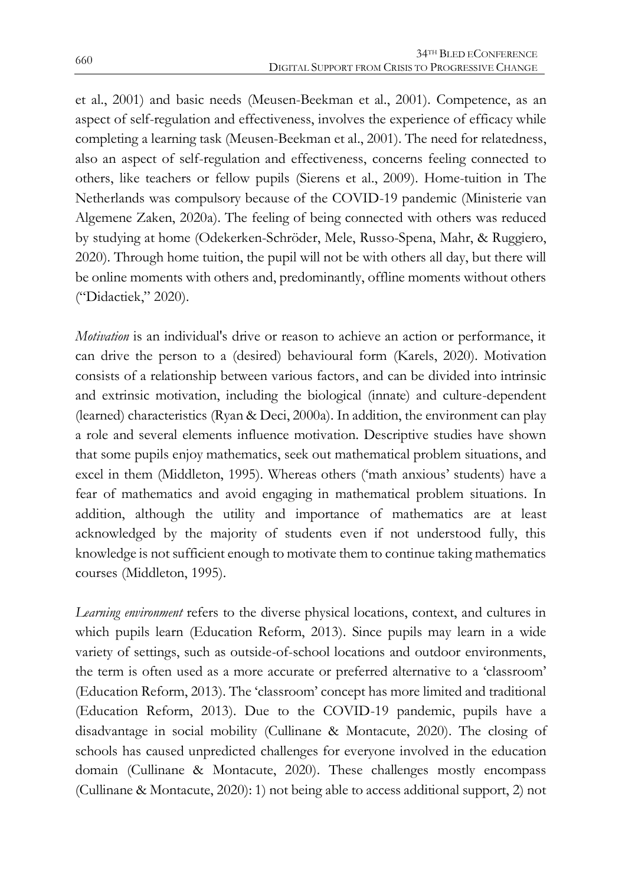et al., 2001) and basic needs (Meusen-Beekman et al., 2001). Competence, as an aspect of self-regulation and effectiveness, involves the experience of efficacy while completing a learning task (Meusen-Beekman et al., 2001). The need for relatedness, also an aspect of self-regulation and effectiveness, concerns feeling connected to others, like teachers or fellow pupils (Sierens et al., 2009). Home-tuition in The Netherlands was compulsory because of the COVID-19 pandemic (Ministerie van Algemene Zaken, 2020a). The feeling of being connected with others was reduced by studying at home (Odekerken-Schröder, Mele, Russo-Spena, Mahr, & Ruggiero, 2020). Through home tuition, the pupil will not be with others all day, but there will be online moments with others and, predominantly, offline moments without others ("Didactiek," 2020).

*Motivation* is an individual's drive or reason to achieve an action or performance, it can drive the person to a (desired) behavioural form (Karels, 2020). Motivation consists of a relationship between various factors, and can be divided into intrinsic and extrinsic motivation, including the biological (innate) and culture-dependent (learned) characteristics (Ryan & Deci, 2000a). In addition, the environment can play a role and several elements influence motivation. Descriptive studies have shown that some pupils enjoy mathematics, seek out mathematical problem situations, and excel in them (Middleton, 1995). Whereas others ('math anxious' students) have a fear of mathematics and avoid engaging in mathematical problem situations. In addition, although the utility and importance of mathematics are at least acknowledged by the majority of students even if not understood fully, this knowledge is not sufficient enough to motivate them to continue taking mathematics courses (Middleton, 1995).

*Learning environment* refers to the diverse physical locations, context, and cultures in which pupils learn (Education Reform, 2013). Since pupils may learn in a wide variety of settings, such as outside-of-school locations and outdoor environments, the term is often used as a more accurate or preferred alternative to a 'classroom' (Education Reform, 2013). The 'classroom' concept has more limited and traditional (Education Reform, 2013). Due to the COVID-19 pandemic, pupils have a disadvantage in social mobility (Cullinane & Montacute, 2020). The closing of schools has caused unpredicted challenges for everyone involved in the education domain (Cullinane & Montacute, 2020). These challenges mostly encompass (Cullinane & Montacute, 2020): 1) not being able to access additional support, 2) not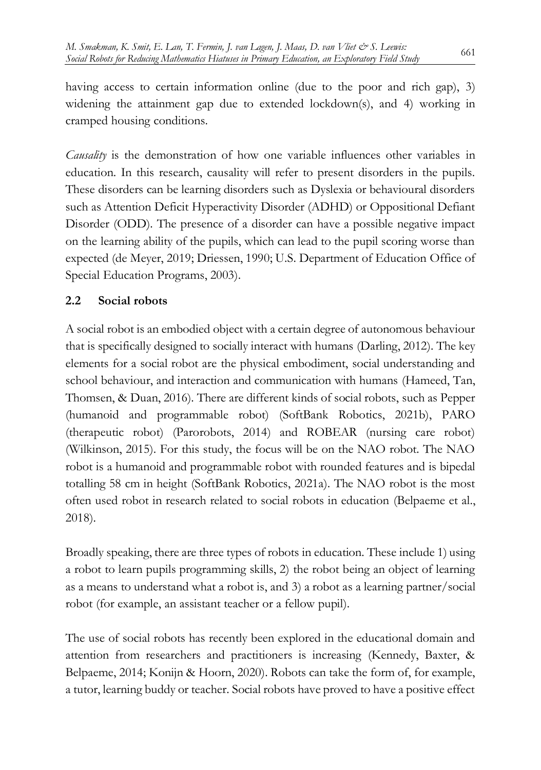having access to certain information online (due to the poor and rich gap), 3) widening the attainment gap due to extended lockdown(s), and 4) working in cramped housing conditions.

*Causality* is the demonstration of how one variable influences other variables in education. In this research, causality will refer to present disorders in the pupils. These disorders can be learning disorders such as Dyslexia or behavioural disorders such as Attention Deficit Hyperactivity Disorder (ADHD) or Oppositional Defiant Disorder (ODD). The presence of a disorder can have a possible negative impact on the learning ability of the pupils, which can lead to the pupil scoring worse than expected (de Meyer, 2019; Driessen, 1990; U.S. Department of Education Office of Special Education Programs, 2003).

### 2.2 Social robots

A social robot is an embodied object with a certain degree of autonomous behaviour that is specifically designed to socially interact with humans (Darling, 2012). The key elements for a social robot are the physical embodiment, social understanding and school behaviour, and interaction and communication with humans (Hameed, Tan, Thomsen, & Duan, 2016). There are different kinds of social robots, such as Pepper (humanoid and programmable robot) (SoftBank Robotics, 2021b), PARO (therapeutic robot) (Parorobots, 2014) and ROBEAR (nursing care robot) (Wilkinson, 2015). For this study, the focus will be on the NAO robot. The NAO robot is a humanoid and programmable robot with rounded features and is bipedal totalling 58 cm in height (SoftBank Robotics, 2021a). The NAO robot is the most often used robot in research related to social robots in education (Belpaeme et al., 2018).

Broadly speaking, there are three types of robots in education. These include 1) using a robot to learn pupils programming skills, 2) the robot being an object of learning as a means to understand what a robot is, and 3) a robot as a learning partner/social robot (for example, an assistant teacher or a fellow pupil).

The use of social robots has recently been explored in the educational domain and attention from researchers and practitioners is increasing (Kennedy, Baxter, & Belpaeme, 2014; Konijn & Hoorn, 2020). Robots can take the form of, for example, a tutor, learning buddy or teacher. Social robots have proved to have a positive effect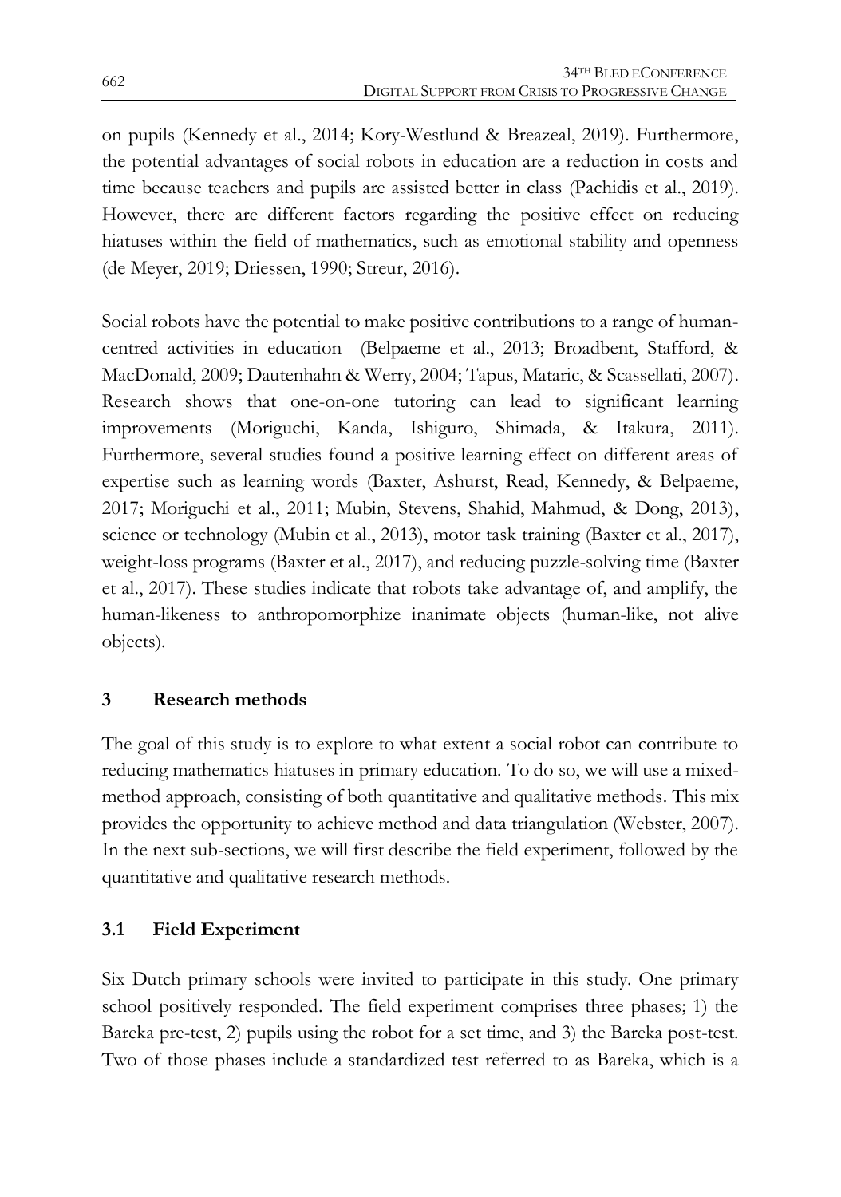on pupils (Kennedy et al., 2014; Kory-Westlund & Breazeal, 2019). Furthermore, the potential advantages of social robots in education are a reduction in costs and time because teachers and pupils are assisted better in class (Pachidis et al., 2019). However, there are different factors regarding the positive effect on reducing hiatuses within the field of mathematics, such as emotional stability and openness (de Meyer, 2019; Driessen, 1990; Streur, 2016).

Social robots have the potential to make positive contributions to a range of human-centred activities in education (Belpaeme et al., 2013; Broadbent, Stafford, & MacDonald, 2009; Dautenhahn & Werry, 2004; Tapus, Mataric, & Scassellati, 2007). Research shows that one-on-one tutoring can lead to significant learning improvements (Moriguchi, Kanda, Ishiguro, Shimada, & Itakura, 2011). Furthermore, several studies found a positive learning effect on different areas of expertise such as learning words (Baxter, Ashurst, Read, Kennedy, & Belpaeme, 2017; Moriguchi et al., 2011; Mubin, Stevens, Shahid, Mahmud, & Dong, 2013), science or technology (Mubin et al., 2013), motor task training (Baxter et al., 2017), weight-loss programs (Baxter et al., 2017), and reducing puzzle-solving time (Baxter et al., 2017). These studies indicate that robots take advantage of, and amplify, the human-likeness to anthropomorphize inanimate objects (human-like, not alive objects).

## 3 Research methods

The goal of this study is to explore to what extent a social robot can contribute to reducing mathematics hiatuses in primary education. To do so, we will use a mixed-method approach, consisting of both quantitative and qualitative methods. This mix provides the opportunity to achieve method and data triangulation (Webster, 2007). In the next sub-sections, we will first describe the field experiment, followed by the quantitative and qualitative research methods.

### 3.1 Field Experiment

Six Dutch primary schools were invited to participate in this study. One primary school positively responded. The field experiment comprises three phases; 1) the Bareka pre-test, 2) pupils using the robot for a set time, and 3) the Bareka post-test. Two of those phases include a standardized test referred to as Bareka, which is a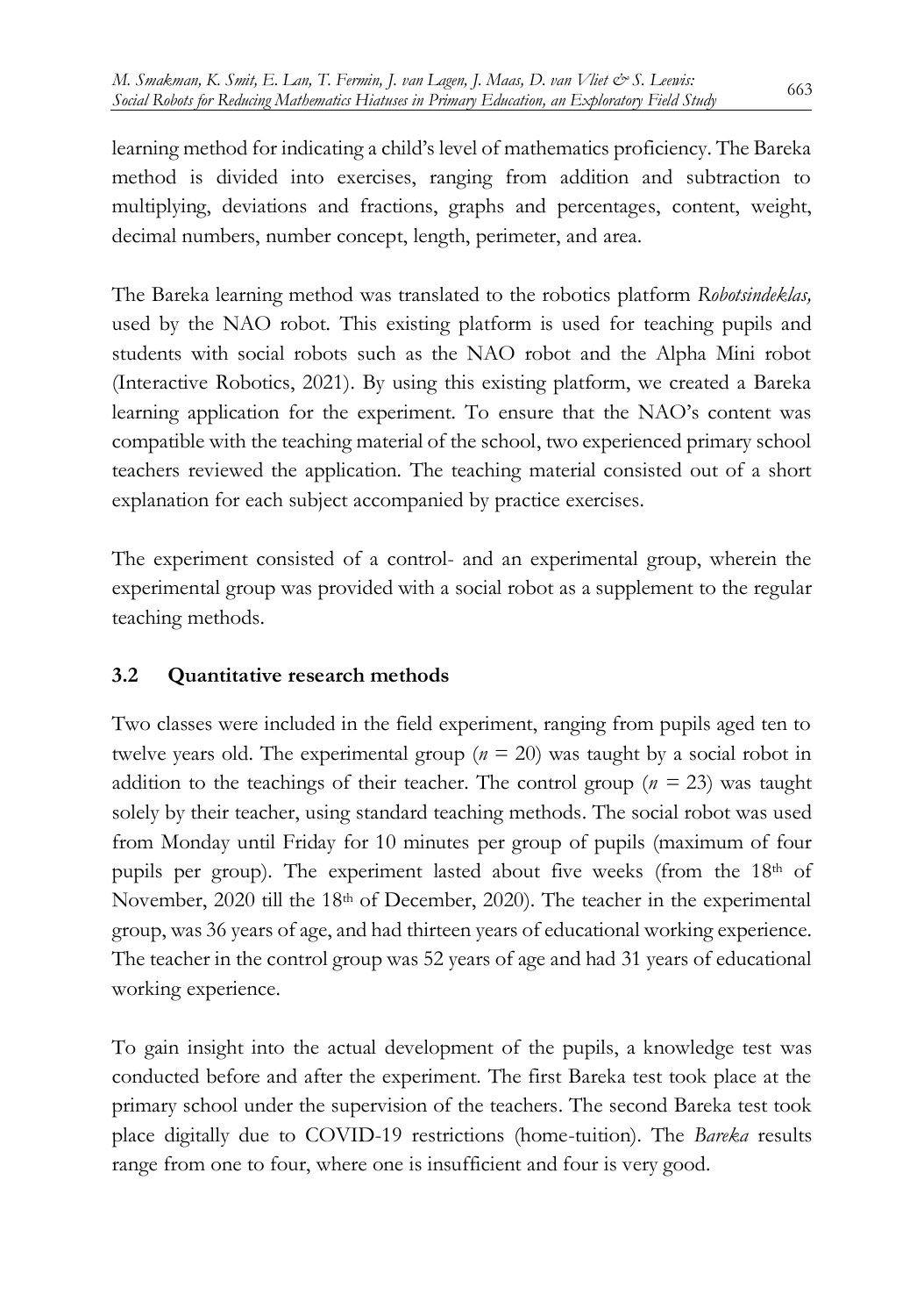learning method for indicating a child's level of mathematics proficiency. The Bareka method is divided into exercises, ranging from addition and subtraction to multiplying, deviations and fractions, graphs and percentages, content, weight, decimal numbers, number concept, length, perimeter, and area.

The Bareka learning method was translated to the robotics platform *Robotsindeklas,* used by the NAO robot. This existing platform is used for teaching pupils and students with social robots such as the NAO robot and the Alpha Mini robot (Interactive Robotics, 2021). By using this existing platform, we created a Bareka learning application for the experiment. To ensure that the NAO's content was compatible with the teaching material of the school, two experienced primary school teachers reviewed the application. The teaching material consisted out of a short explanation for each subject accompanied by practice exercises.

The experiment consisted of a control- and an experimental group, wherein the experimental group was provided with a social robot as a supplement to the regular teaching methods.

### 3.2 Quantitative research methods

Two classes were included in the field experiment, ranging from pupils aged ten to twelve years old. The experimental group ($n$ = 20) was taught by a social robot in addition to the teachings of their teacher. The control group ($n$ = 23) was taught solely by their teacher, using standard teaching methods. The social robot was used from Monday until Friday for 10 minutes per group of pupils (maximum of four pupils per group). The experiment lasted about five weeks (from the 18th of November, 2020 till the 18th of December, 2020). The teacher in the experimental group, was 36 years of age, and had thirteen years of educational working experience. The teacher in the control group was 52 years of age and had 31 years of educational working experience.

To gain insight into the actual development of the pupils, a knowledge test was conducted before and after the experiment. The first Bareka test took place at the primary school under the supervision of the teachers. The second Bareka test took place digitally due to COVID-19 restrictions (home-tuition). The *Bareka* results range from one to four, where one is insufficient and four is very good.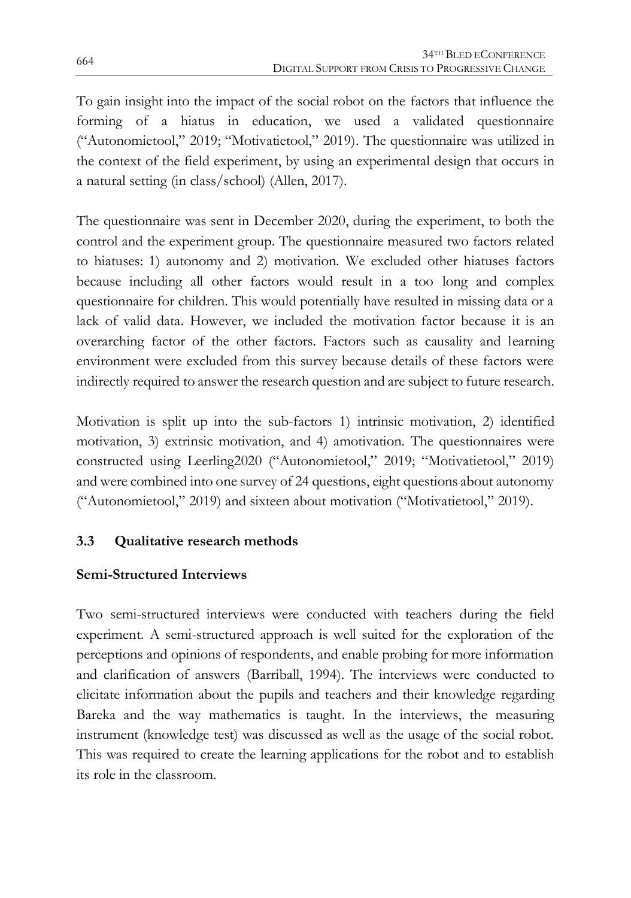To gain insight into the impact of the social robot on the factors that influence the forming of a hiatus in education, we used a validated questionnaire ("Autonomietool," 2019; "Motivatietool," 2019). The questionnaire was utilized in the context of the field experiment, by using an experimental design that occurs in a natural setting (in class/school) (Allen, 2017).

The questionnaire was sent in December 2020, during the experiment, to both the control and the experiment group. The questionnaire measured two factors related to hiatuses: 1) autonomy and 2) motivation. We excluded other hiatuses factors because including all other factors would result in a too long and complex questionnaire for children. This would potentially have resulted in missing data or a lack of valid data. However, we included the motivation factor because it is an overarching factor of the other factors. Factors such as causality and learning environment were excluded from this survey because details of these factors were indirectly required to answer the research question and are subject to future research.

Motivation is split up into the sub-factors 1) intrinsic motivation, 2) identified motivation, 3) extrinsic motivation, and 4) amotivation. The questionnaires were constructed using Leerling2020 ("Autonomietool," 2019; "Motivatietool," 2019) and were combined into one survey of 24 questions, eight questions about autonomy ("Autonomietool," 2019) and sixteen about motivation ("Motivatietool," 2019).

### 3.3 Qualitative research methods

**Semi-Structured Interviews**

Two semi-structured interviews were conducted with teachers during the field experiment. A semi-structured approach is well suited for the exploration of the perceptions and opinions of respondents, and enable probing for more information and clarification of answers (Barriball, 1994). The interviews were conducted to elicitate information about the pupils and teachers and their knowledge regarding Bareka and the way mathematics is taught. In the interviews, the measuring instrument (knowledge test) was discussed as well as the usage of the social robot. This was required to create the learning applications for the robot and to establish its role in the classroom.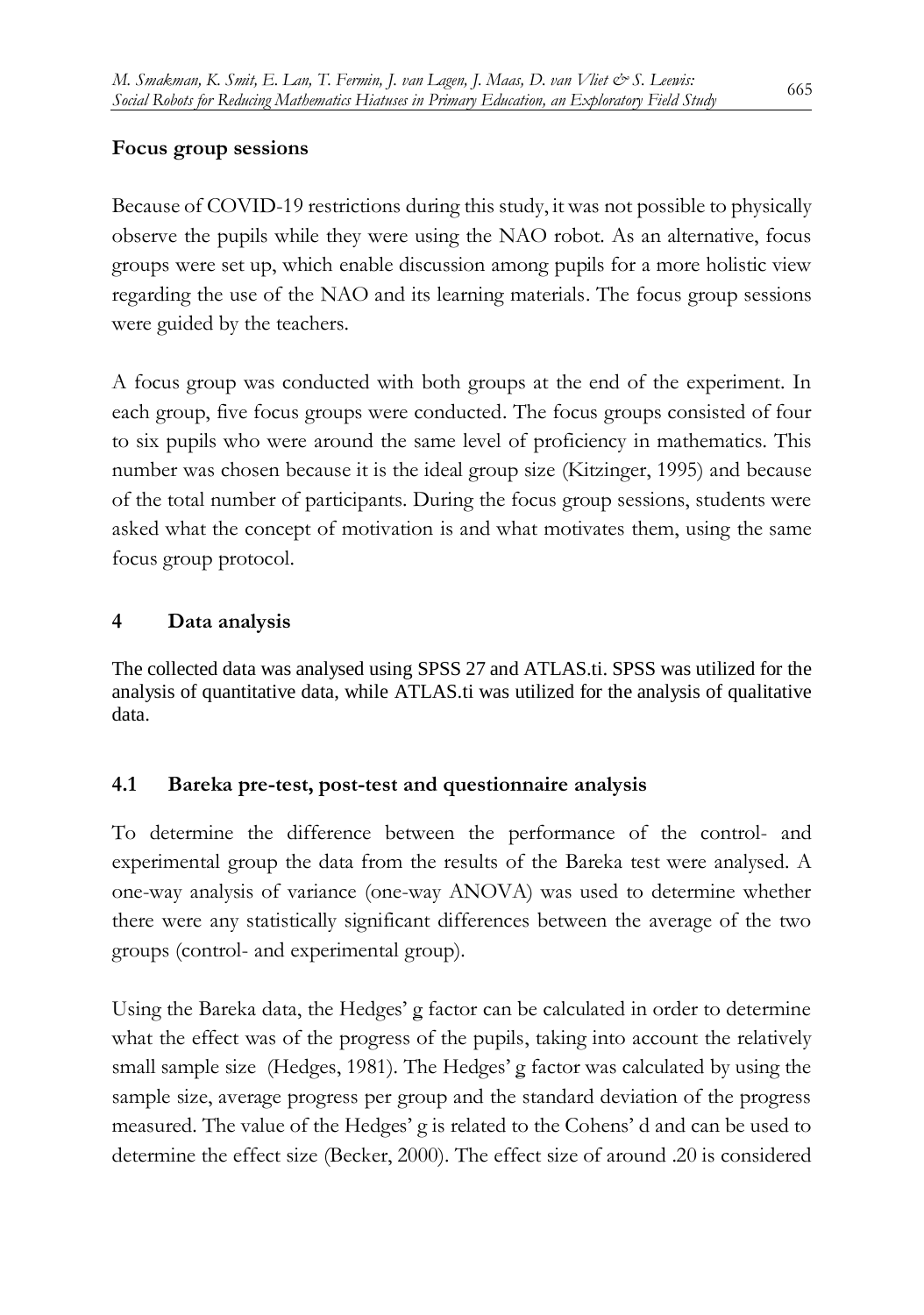**Focus group sessions**

Because of COVID-19 restrictions during this study, it was not possible to physically observe the pupils while they were using the NAO robot. As an alternative, focus groups were set up, which enable discussion among pupils for a more holistic view regarding the use of the NAO and its learning materials. The focus group sessions were guided by the teachers.

A focus group was conducted with both groups at the end of the experiment. In each group, five focus groups were conducted. The focus groups consisted of four to six pupils who were around the same level of proficiency in mathematics. This number was chosen because it is the ideal group size (Kitzinger, 1995) and because of the total number of participants. During the focus group sessions, students were asked what the concept of motivation is and what motivates them, using the same focus group protocol.

## 4 Data analysis

The collected data was analysed using SPSS 27 and ATLAS.ti. SPSS was utilized for the analysis of quantitative data, while ATLAS.ti was utilized for the analysis of qualitative data.

### 4.1 Bareka pre-test, post-test and questionnaire analysis

To determine the difference between the performance of the control- and experimental group the data from the results of the Bareka test were analysed. A one-way analysis of variance (one-way ANOVA) was used to determine whether there were any statistically significant differences between the average of the two groups (control- and experimental group).

Using the Bareka data, the Hedges' g factor can be calculated in order to determine what the effect was of the progress of the pupils, taking into account the relatively small sample size (Hedges, 1981). The Hedges' g factor was calculated by using the sample size, average progress per group and the standard deviation of the progress measured. The value of the Hedges' g is related to the Cohens' d and can be used to determine the effect size (Becker, 2000). The effect size of around .20 is considered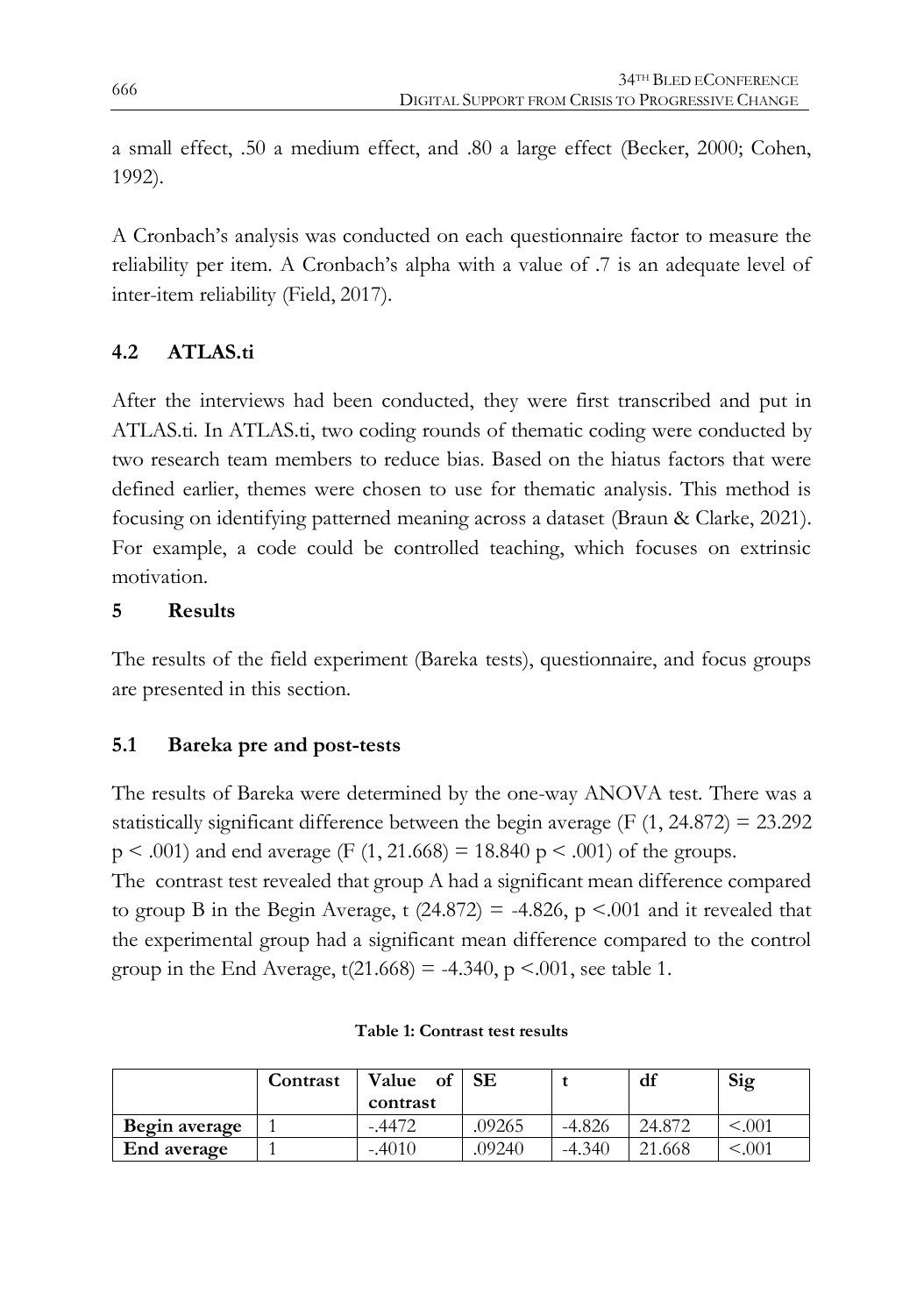a small effect, .50 a medium effect, and .80 a large effect (Becker, 2000; Cohen, 1992).

A Cronbach's analysis was conducted on each questionnaire factor to measure the reliability per item. A Cronbach's alpha with a value of .7 is an adequate level of inter-item reliability (Field, 2017).

### 4.2 ATLAS.ti

After the interviews had been conducted, they were first transcribed and put in ATLAS.ti. In ATLAS.ti, two coding rounds of thematic coding were conducted by two research team members to reduce bias. Based on the hiatus factors that were defined earlier, themes were chosen to use for thematic analysis. This method is focusing on identifying patterned meaning across a dataset (Braun & Clarke, 2021). For example, a code could be controlled teaching, which focuses on extrinsic motivation.

## 5 Results

The results of the field experiment (Bareka tests), questionnaire, and focus groups are presented in this section.

### 5.1 Bareka pre and post-tests

The results of Bareka were determined by the one-way ANOVA test. There was a statistically significant difference between the begin average ($F$ (1, 24.872) = 23.292 $p < .001$) and end average ($F$ (1, 21.668) = 18.840 $p < .001$) of the groups.
The contrast test revealed that group A had a significant mean difference compared to group B in the Begin Average, $t$ (24.872) = -4.826, $p < .001$ and it revealed that the experimental group had a significant mean difference compared to the control group in the End Average, $t$(21.668) = -4.340, $p < .001$, see table 1.

**Table 1: Contrast test results**

| | Contrast | Value of contrast | SE | t | df | Sig |
|---|---|---|---|---|---|---|
| **Begin average** | 1 | -.4472 | .09265 | -4.826 | 24.872 | <.001 |
| **End average** | 1 | -.4010 | .09240 | -4.340 | 21.668 | <.001 |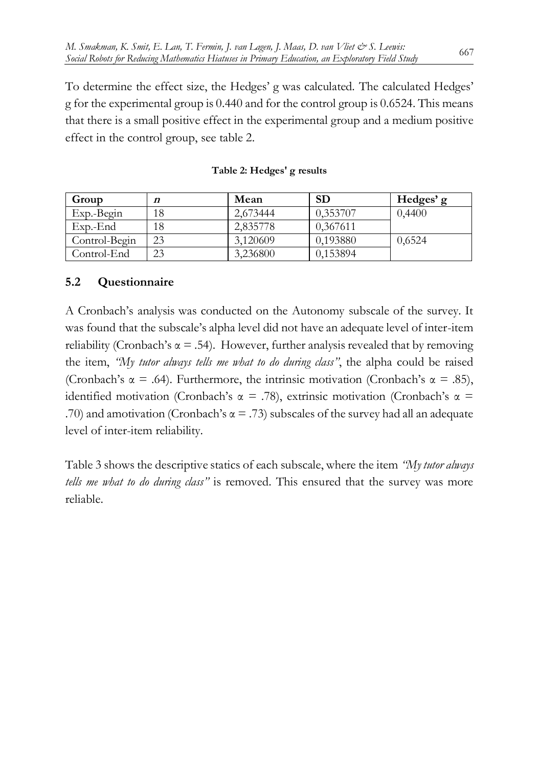To determine the effect size, the Hedges' g was calculated. The calculated Hedges' g for the experimental group is 0.440 and for the control group is 0.6524. This means that there is a small positive effect in the experimental group and a medium positive effect in the control group, see table 2.

**Table 2: Hedges' g results**

| Group | *n* | Mean | SD | Hedges' g |
|---|---|---|---|---|
| Exp.-Begin | 18 | 2,673444 | 0,353707 | 0,4400 |
| Exp.-End | 18 | 2,835778 | 0,367611 | |
| Control-Begin | 23 | 3,120609 | 0,193880 | 0,6524 |
| Control-End | 23 | 3,236800 | 0,153894 | |

## 5.2 Questionnaire

A Cronbach's analysis was conducted on the Autonomy subscale of the survey. It was found that the subscale's alpha level did not have an adequate level of inter-item reliability (Cronbach's $\alpha$ = .54). However, further analysis revealed that by removing the item, *"My tutor always tells me what to do during class"*, the alpha could be raised (Cronbach's $\alpha$ = .64). Furthermore, the intrinsic motivation (Cronbach's $\alpha$ = .85), identified motivation (Cronbach's $\alpha$ = .78), extrinsic motivation (Cronbach's $\alpha$ = .70) and amotivation (Cronbach's $\alpha$ = .73) subscales of the survey had all an adequate level of inter-item reliability.

Table 3 shows the descriptive statics of each subscale, where the item *"My tutor always tells me what to do during class"* is removed. This ensured that the survey was more reliable.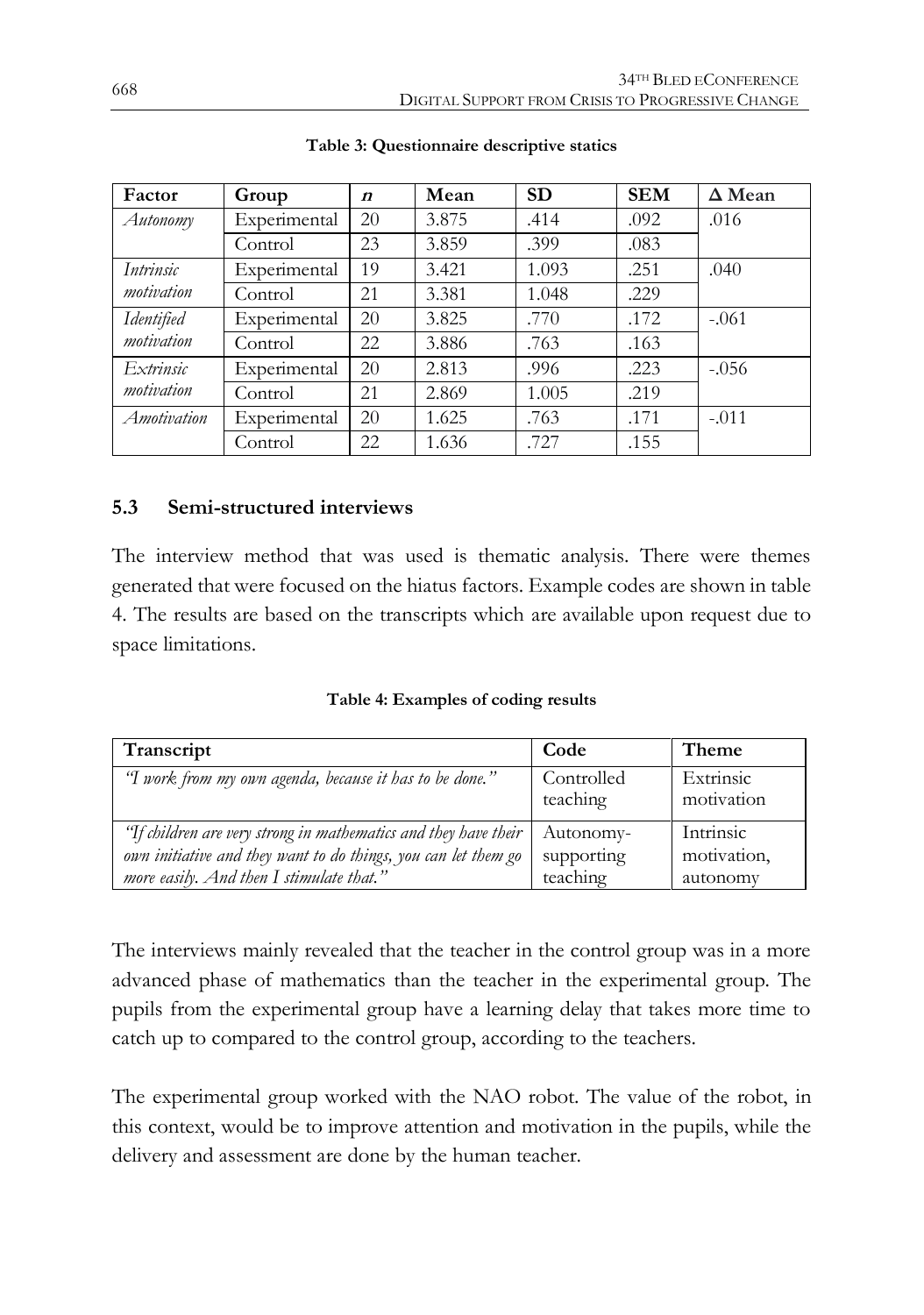**Table 3: Questionnaire descriptive statics**

| Factor | Group | *n* | Mean | SD | SEM | Δ Mean |
|---|---|---|---|---|---|---|
| *Autonomy* | Experimental | 20 | 3.875 | .414 | .092 | .016 |
| | Control | 23 | 3.859 | .399 | .083 | |
| *Intrinsic motivation* | Experimental | 19 | 3.421 | 1.093 | .251 | .040 |
| | Control | 21 | 3.381 | 1.048 | .229 | |
| *Identified motivation* | Experimental | 20 | 3.825 | .770 | .172 | -.061 |
| | Control | 22 | 3.886 | .763 | .163 | |
| *Extrinsic motivation* | Experimental | 20 | 2.813 | .996 | .223 | -.056 |
| | Control | 21 | 2.869 | 1.005 | .219 | |
| *Amotivation* | Experimental | 20 | 1.625 | .763 | .171 | -.011 |
| | Control | 22 | 1.636 | .727 | .155 | |

## 5.3 Semi-structured interviews

The interview method that was used is thematic analysis. There were themes generated that were focused on the hiatus factors. Example codes are shown in table 4. The results are based on the transcripts which are available upon request due to space limitations.

**Table 4: Examples of coding results**

| Transcript | Code | Theme |
|---|---|---|
| *"I work from my own agenda, because it has to be done."* | Controlled teaching | Extrinsic motivation |
| *"If children are very strong in mathematics and they have their own initiative and they want to do things, you can let them go more easily. And then I stimulate that."* | Autonomy-supporting teaching | Intrinsic motivation, autonomy |

The interviews mainly revealed that the teacher in the control group was in a more advanced phase of mathematics than the teacher in the experimental group. The pupils from the experimental group have a learning delay that takes more time to catch up to compared to the control group, according to the teachers.

The experimental group worked with the NAO robot. The value of the robot, in this context, would be to improve attention and motivation in the pupils, while the delivery and assessment are done by the human teacher.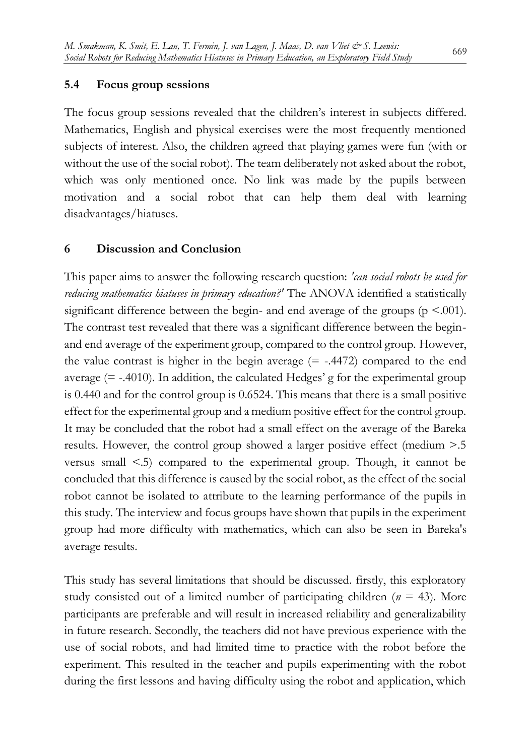### 5.4 Focus group sessions

The focus group sessions revealed that the children's interest in subjects differed. Mathematics, English and physical exercises were the most frequently mentioned subjects of interest. Also, the children agreed that playing games were fun (with or without the use of the social robot). The team deliberately not asked about the robot, which was only mentioned once. No link was made by the pupils between motivation and a social robot that can help them deal with learning disadvantages/hiatuses.

## 6 Discussion and Conclusion

This paper aims to answer the following research question: *'can social robots be used for reducing mathematics hiatuses in primary education?'* The ANOVA identified a statistically significant difference between the begin- and end average of the groups ($p < .001$). The contrast test revealed that there was a significant difference between the begin- and end average of the experiment group, compared to the control group. However, the value contrast is higher in the begin average (= -.4472) compared to the end average (= -.4010). In addition, the calculated Hedges' g for the experimental group is 0.440 and for the control group is 0.6524. This means that there is a small positive effect for the experimental group and a medium positive effect for the control group. It may be concluded that the robot had a small effect on the average of the Bareka results. However, the control group showed a larger positive effect (medium >.5 versus small <.5) compared to the experimental group. Though, it cannot be concluded that this difference is caused by the social robot, as the effect of the social robot cannot be isolated to attribute to the learning performance of the pupils in this study. The interview and focus groups have shown that pupils in the experiment group had more difficulty with mathematics, which can also be seen in Bareka's average results.

This study has several limitations that should be discussed. firstly, this exploratory study consisted out of a limited number of participating children ($n$ = 43). More participants are preferable and will result in increased reliability and generalizability in future research. Secondly, the teachers did not have previous experience with the use of social robots, and had limited time to practice with the robot before the experiment. This resulted in the teacher and pupils experimenting with the robot during the first lessons and having difficulty using the robot and application, which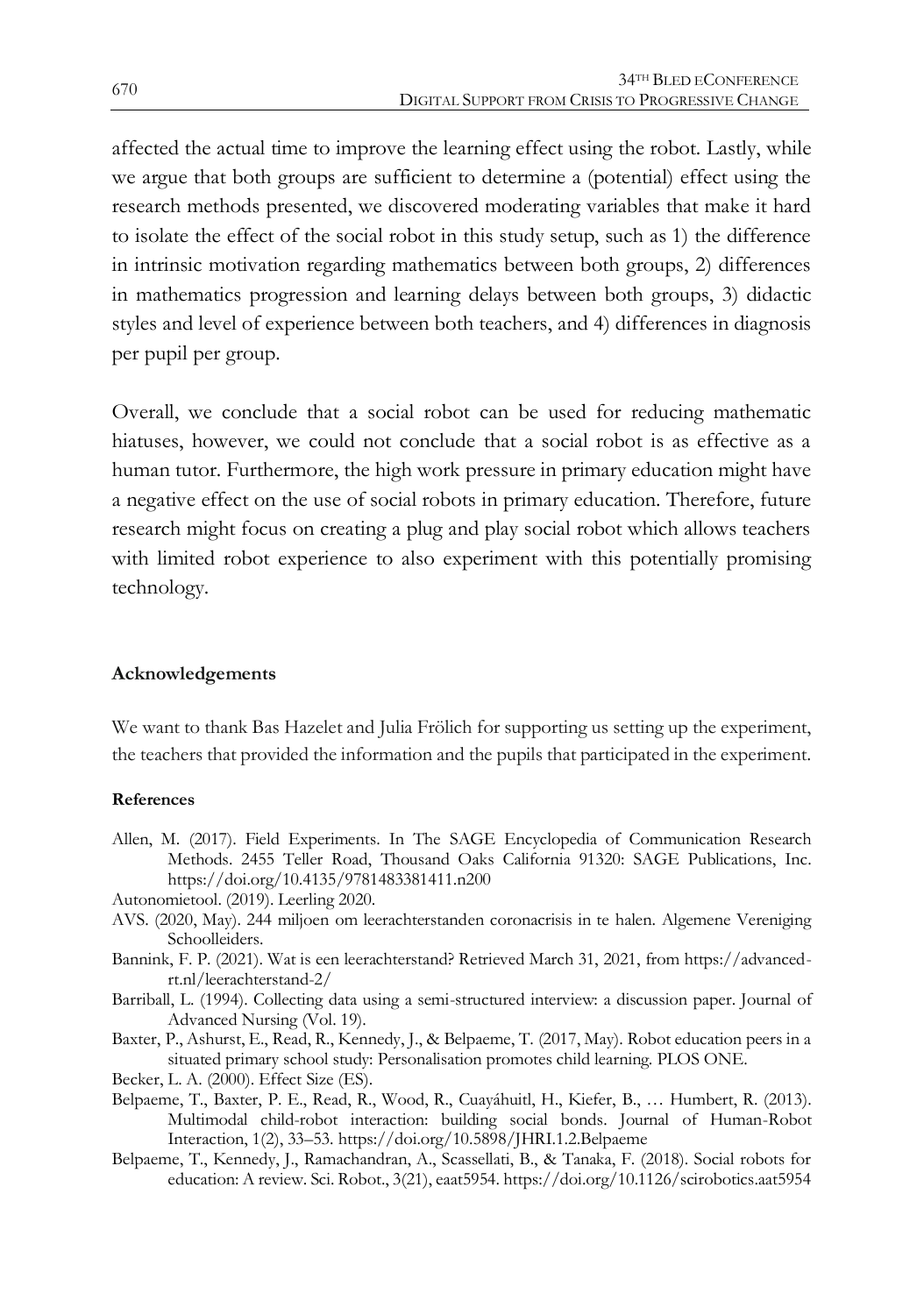affected the actual time to improve the learning effect using the robot. Lastly, while we argue that both groups are sufficient to determine a (potential) effect using the research methods presented, we discovered moderating variables that make it hard to isolate the effect of the social robot in this study setup, such as 1) the difference in intrinsic motivation regarding mathematics between both groups, 2) differences in mathematics progression and learning delays between both groups, 3) didactic styles and level of experience between both teachers, and 4) differences in diagnosis per pupil per group.

Overall, we conclude that a social robot can be used for reducing mathematic hiatuses, however, we could not conclude that a social robot is as effective as a human tutor. Furthermore, the high work pressure in primary education might have a negative effect on the use of social robots in primary education. Therefore, future research might focus on creating a plug and play social robot which allows teachers with limited robot experience to also experiment with this potentially promising technology.

## Acknowledgements

We want to thank Bas Hazelet and Julia Frölich for supporting us setting up the experiment, the teachers that provided the information and the pupils that participated in the experiment.

### References

Allen, M. (2017). Field Experiments. In The SAGE Encyclopedia of Communication Research Methods. 2455 Teller Road, Thousand Oaks California 91320: SAGE Publications, Inc. https://doi.org/10.4135/9781483381411.n200

Autonomietool. (2019). Leerling 2020.

AVS. (2020, May). 244 miljoen om leerachterstanden coronacrisis in te halen. Algemene Vereniging Schoolleiders.

Bannink, F. P. (2021). Wat is een leerachterstand? Retrieved March 31, 2021, from https://advanced-rt.nl/leerachterstand-2/

Barriball, L. (1994). Collecting data using a semi-structured interview: a discussion paper. Journal of Advanced Nursing (Vol. 19).

Baxter, P., Ashurst, E., Read, R., Kennedy, J., & Belpaeme, T. (2017, May). Robot education peers in a situated primary school study: Personalisation promotes child learning. PLOS ONE.

Becker, L. A. (2000). Effect Size (ES).

Belpaeme, T., Baxter, P. E., Read, R., Wood, R., Cuayáhuitl, H., Kiefer, B., … Humbert, R. (2013). Multimodal child-robot interaction: building social bonds. Journal of Human-Robot Interaction, 1(2), 33–53. https://doi.org/10.5898/JHRI.1.2.Belpaeme

Belpaeme, T., Kennedy, J., Ramachandran, A., Scassellati, B., & Tanaka, F. (2018). Social robots for education: A review. Sci. Robot., 3(21), eaat5954. https://doi.org/10.1126/scirobotics.aat5954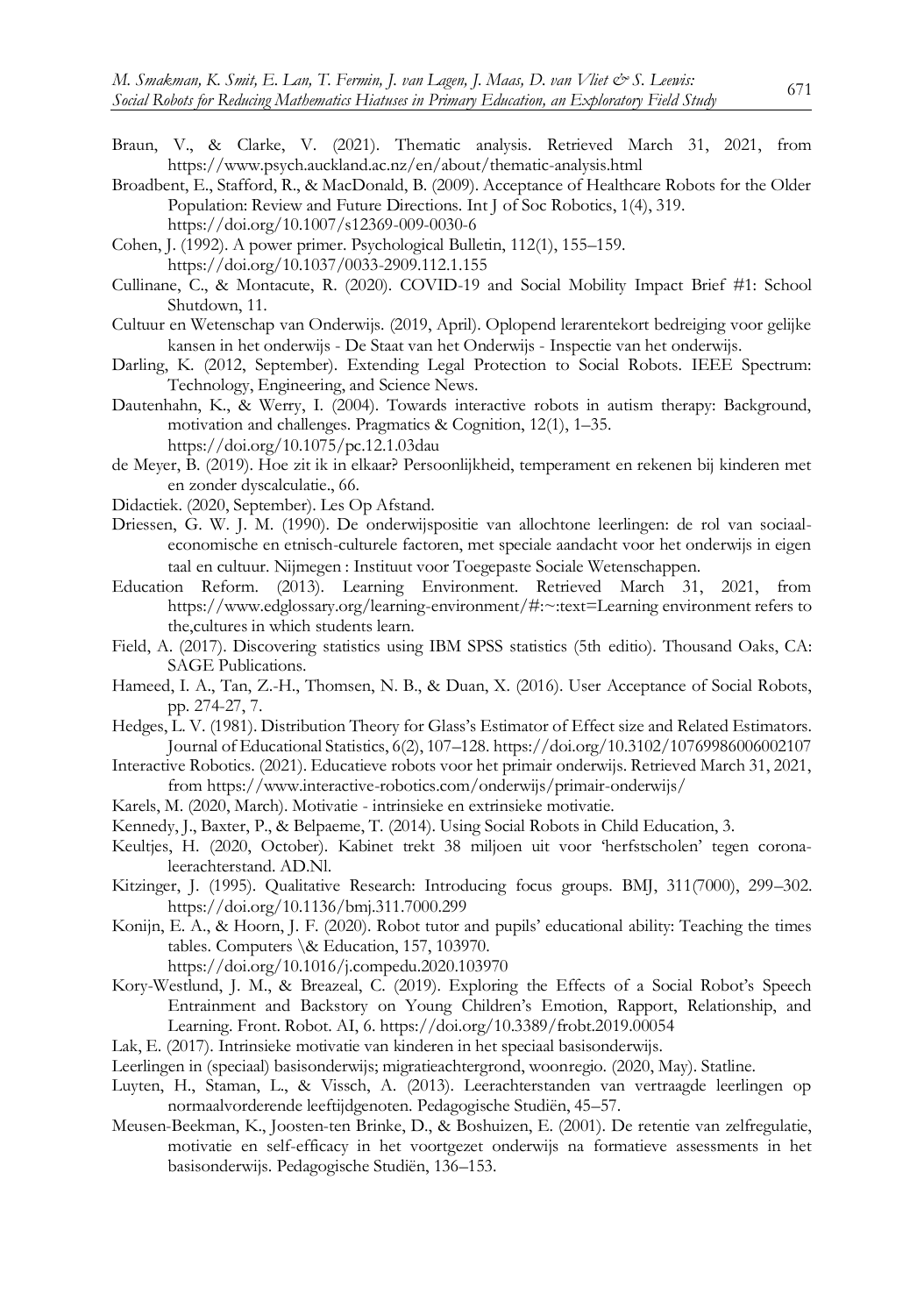Braun, V., & Clarke, V. (2021). Thematic analysis. Retrieved March 31, 2021, from https://www.psych.auckland.ac.nz/en/about/thematic-analysis.html

Broadbent, E., Stafford, R., & MacDonald, B. (2009). Acceptance of Healthcare Robots for the Older Population: Review and Future Directions. Int J of Soc Robotics, 1(4), 319. https://doi.org/10.1007/s12369-009-0030-6

Cohen, J. (1992). A power primer. Psychological Bulletin, 112(1), 155–159. https://doi.org/10.1037/0033-2909.112.1.155

Cullinane, C., & Montacute, R. (2020). COVID-19 and Social Mobility Impact Brief #1: School Shutdown, 11.

Cultuur en Wetenschap van Onderwijs. (2019, April). Oplopend lerarentekort bedreiging voor gelijke kansen in het onderwijs - De Staat van het Onderwijs - Inspectie van het onderwijs.

Darling, K. (2012, September). Extending Legal Protection to Social Robots. IEEE Spectrum: Technology, Engineering, and Science News.

Dautenhahn, K., & Werry, I. (2004). Towards interactive robots in autism therapy: Background, motivation and challenges. Pragmatics & Cognition, 12(1), 1–35. https://doi.org/10.1075/pc.12.1.03dau

de Meyer, B. (2019). Hoe zit ik in elkaar? Persoonlijkheid, temperament en rekenen bij kinderen met en zonder dyscalculatie., 66.

Didactiek. (2020, September). Les Op Afstand.

Driessen, G. W. J. M. (1990). De onderwijspositie van allochtone leerlingen: de rol van sociaal-economische en etnisch-culturele factoren, met speciale aandacht voor het onderwijs in eigen taal en cultuur. Nijmegen : Instituut voor Toegepaste Sociale Wetenschappen.

Education Reform. (2013). Learning Environment. Retrieved March 31, 2021, from https://www.edglossary.org/learning-environment/#:~:text=Learning environment refers to the,cultures in which students learn.

Field, A. (2017). Discovering statistics using IBM SPSS statistics (5th editio). Thousand Oaks, CA: SAGE Publications.

Hameed, I. A., Tan, Z.-H., Thomsen, N. B., & Duan, X. (2016). User Acceptance of Social Robots, pp. 274-27, 7.

Hedges, L. V. (1981). Distribution Theory for Glass's Estimator of Effect size and Related Estimators. Journal of Educational Statistics, 6(2), 107–128. https://doi.org/10.3102/10769986006002107

Interactive Robotics. (2021). Educatieve robots voor het primair onderwijs. Retrieved March 31, 2021, from https://www.interactive-robotics.com/onderwijs/primair-onderwijs/

Karels, M. (2020, March). Motivatie - intrinsieke en extrinsieke motivatie.

Kennedy, J., Baxter, P., & Belpaeme, T. (2014). Using Social Robots in Child Education, 3.

Keultjes, H. (2020, October). Kabinet trekt 38 miljoen uit voor 'herfstscholen' tegen corona-leerachterstand. AD.Nl.

Kitzinger, J. (1995). Qualitative Research: Introducing focus groups. BMJ, 311(7000), 299–302. https://doi.org/10.1136/bmj.311.7000.299

Konijn, E. A., & Hoorn, J. F. (2020). Robot tutor and pupils' educational ability: Teaching the times tables. Computers \& Education, 157, 103970. https://doi.org/10.1016/j.compedu.2020.103970

Kory-Westlund, J. M., & Breazeal, C. (2019). Exploring the Effects of a Social Robot's Speech Entrainment and Backstory on Young Children's Emotion, Rapport, Relationship, and Learning. Front. Robot. AI, 6. https://doi.org/10.3389/frobt.2019.00054

Lak, E. (2017). Intrinsieke motivatie van kinderen in het speciaal basisonderwijs.

Leerlingen in (speciaal) basisonderwijs; migratieachtergrond, woonregio. (2020, May). Statline.

Luyten, H., Staman, L., & Vissch, A. (2013). Leerachterstanden van vertraagde leerlingen op normaalvorderende leeftijdgenoten. Pedagogische Studiën, 45–57.

Meusen-Beekman, K., Joosten-ten Brinke, D., & Boshuizen, E. (2001). De retentie van zelfregulatie, motivatie en self-efficacy in het voortgezet onderwijs na formatieve assessments in het basisonderwijs. Pedagogische Studiën, 136–153.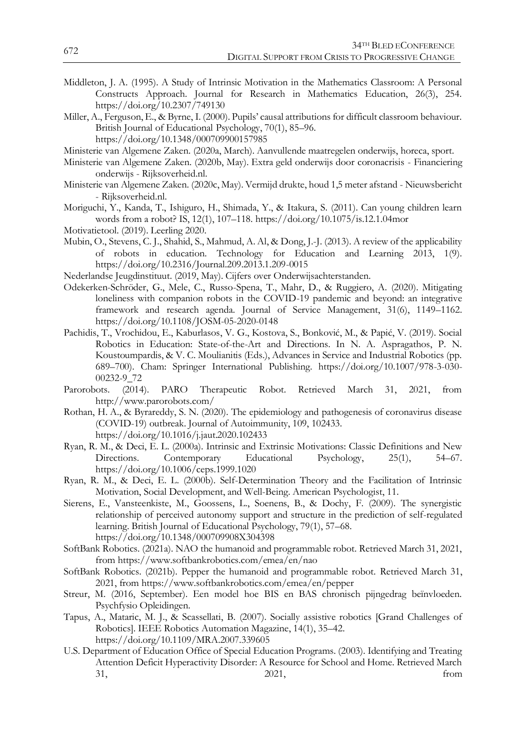Middleton, J. A. (1995). A Study of Intrinsic Motivation in the Mathematics Classroom: A Personal Constructs Approach. Journal for Research in Mathematics Education, 26(3), 254. https://doi.org/10.2307/749130

Miller, A., Ferguson, E., & Byrne, I. (2000). Pupils' causal attributions for difficult classroom behaviour. British Journal of Educational Psychology, 70(1), 85–96. https://doi.org/10.1348/000709900157985

Ministerie van Algemene Zaken. (2020a, March). Aanvullende maatregelen onderwijs, horeca, sport.

Ministerie van Algemene Zaken. (2020b, May). Extra geld onderwijs door coronacrisis - Financiering onderwijs - Rijksoverheid.nl.

Ministerie van Algemene Zaken. (2020c, May). Vermijd drukte, houd 1,5 meter afstand - Nieuwsbericht - Rijksoverheid.nl.

Moriguchi, Y., Kanda, T., Ishiguro, H., Shimada, Y., & Itakura, S. (2011). Can young children learn words from a robot? IS, 12(1), 107–118. https://doi.org/10.1075/is.12.1.04mor

Motivatietool. (2019). Leerling 2020.

Mubin, O., Stevens, C. J., Shahid, S., Mahmud, A. Al, & Dong, J.-J. (2013). A review of the applicability of robots in education. Technology for Education and Learning 2013, 1(9). https://doi.org/10.2316/Journal.209.2013.1.209-0015

Nederlandse Jeugdinstituut. (2019, May). Cijfers over Onderwijsachterstanden.

Odekerken-Schröder, G., Mele, C., Russo-Spena, T., Mahr, D., & Ruggiero, A. (2020). Mitigating loneliness with companion robots in the COVID-19 pandemic and beyond: an integrative framework and research agenda. Journal of Service Management, 31(6), 1149–1162. https://doi.org/10.1108/JOSM-05-2020-0148

Pachidis, T., Vrochidou, E., Kaburlasos, V. G., Kostova, S., Bonković, M., & Papić, V. (2019). Social Robotics in Education: State-of-the-Art and Directions. In N. A. Aspragathos, P. N. Koustoumpardis, & V. C. Moulianitis (Eds.), Advances in Service and Industrial Robotics (pp. 689–700). Cham: Springer International Publishing. https://doi.org/10.1007/978-3-030-00232-9_72

Parorobots. (2014). PARO Therapeutic Robot. Retrieved March 31, 2021, from http://www.parorobots.com/

Rothan, H. A., & Byrareddy, S. N. (2020). The epidemiology and pathogenesis of coronavirus disease (COVID-19) outbreak. Journal of Autoimmunity, 109, 102433. https://doi.org/10.1016/j.jaut.2020.102433

Ryan, R. M., & Deci, E. L. (2000a). Intrinsic and Extrinsic Motivations: Classic Definitions and New Directions. Contemporary Educational Psychology, 25(1), 54–67. https://doi.org/10.1006/ceps.1999.1020

Ryan, R. M., & Deci, E. L. (2000b). Self-Determination Theory and the Facilitation of Intrinsic Motivation, Social Development, and Well-Being. American Psychologist, 11.

Sierens, E., Vansteenkiste, M., Goossens, L., Soenens, B., & Dochy, F. (2009). The synergistic relationship of perceived autonomy support and structure in the prediction of self-regulated learning. British Journal of Educational Psychology, 79(1), 57–68. https://doi.org/10.1348/000709908X304398

SoftBank Robotics. (2021a). NAO the humanoid and programmable robot. Retrieved March 31, 2021, from https://www.softbankrobotics.com/emea/en/nao

SoftBank Robotics. (2021b). Pepper the humanoid and programmable robot. Retrieved March 31, 2021, from https://www.softbankrobotics.com/emea/en/pepper

Streur, M. (2016, September). Een model hoe BIS en BAS chronisch pijngedrag beïnvloeden. Psychfysio Opleidingen.

Tapus, A., Mataric, M. J., & Scassellati, B. (2007). Socially assistive robotics [Grand Challenges of Robotics]. IEEE Robotics Automation Magazine, 14(1), 35–42. https://doi.org/10.1109/MRA.2007.339605

U.S. Department of Education Office of Special Education Programs. (2003). Identifying and Treating Attention Deficit Hyperactivity Disorder: A Resource for School and Home. Retrieved March 31, 2021, from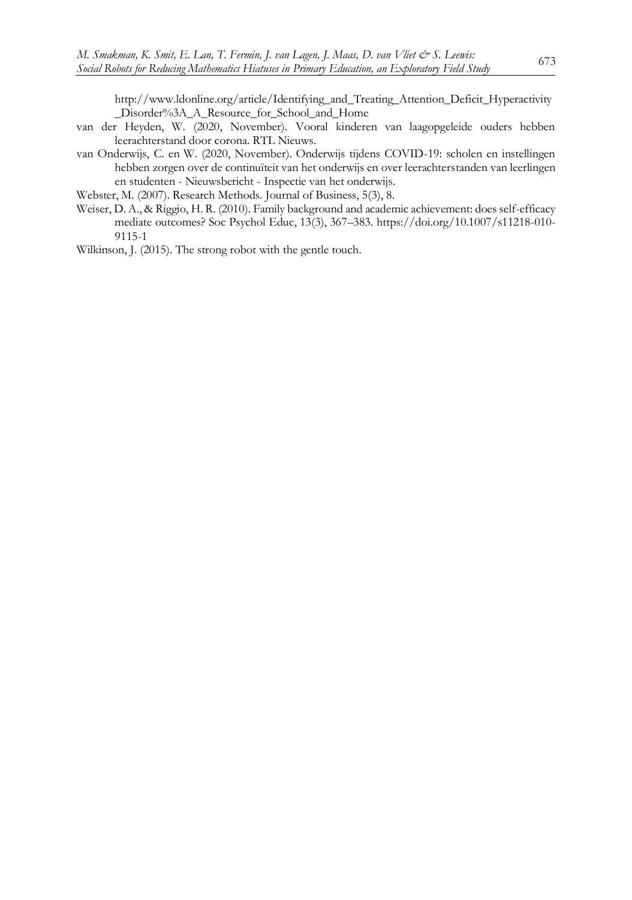http://www.ldonline.org/article/Identifying_and_Treating_Attention_Deficit_Hyperactivity_Disorder%3A_A_Resource_for_School_and_Home

van der Heyden, W. (2020, November). Vooral kinderen van laagopgeleide ouders hebben leerachterstand door corona. RTL Nieuws.

van Onderwijs, C. en W. (2020, November). Onderwijs tijdens COVID-19: scholen en instellingen hebben zorgen over de continuïteit van het onderwijs en over leerachterstanden van leerlingen en studenten - Nieuwsbericht - Inspectie van het onderwijs.

Webster, M. (2007). Research Methods. Journal of Business, 5(3), 8.

Weiser, D. A., & Riggio, H. R. (2010). Family background and academic achievement: does self-efficacy mediate outcomes? Soc Psychol Educ, 13(3), 367–383. https://doi.org/10.1007/s11218-010-9115-1

Wilkinson, J. (2015). The strong robot with the gentle touch.